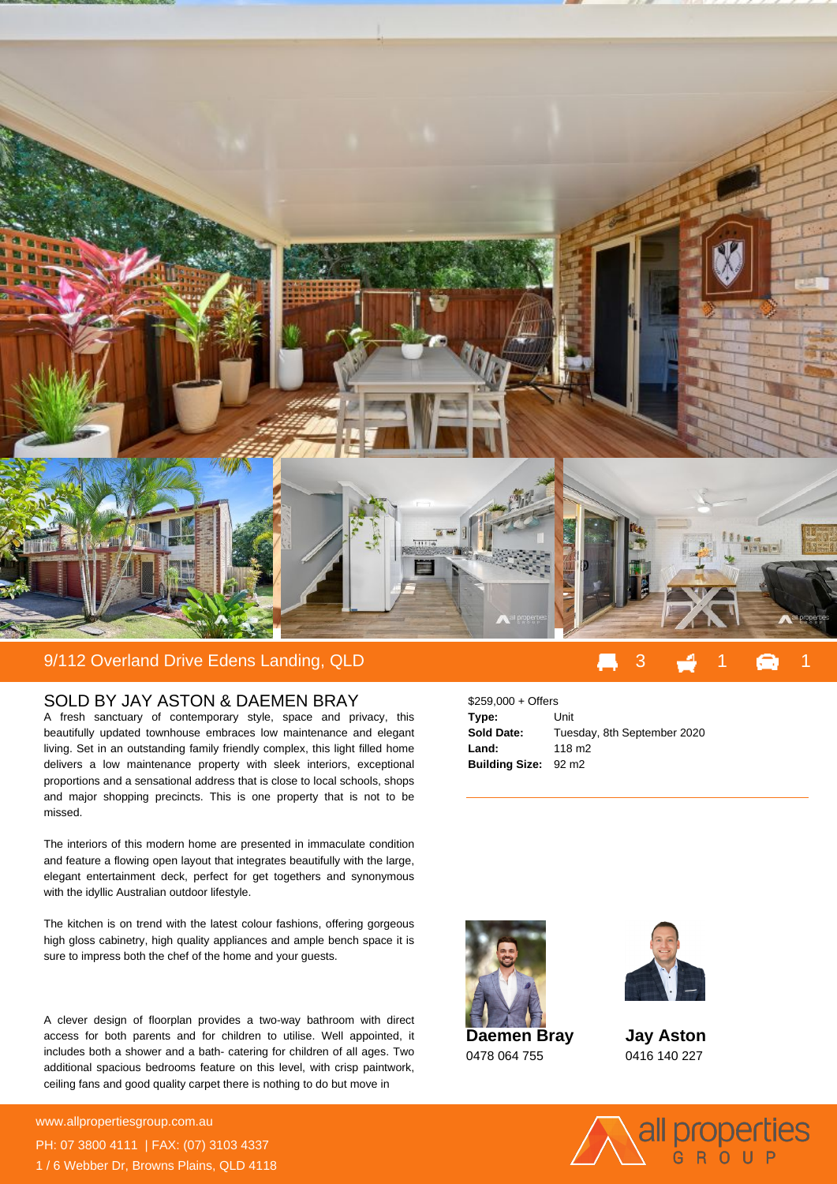## 9/112 Overland Drive Edens Landing, QLD

3 bed | 1 bath | 1 car

### SOLD BY JAY ASTON & DAEMEN BRAY

A fresh sanctuary of contemporary style, space and privacy, this beautifully updated townhouse embraces low maintenance and elegant living. Set in an outstanding family friendly complex, this light filled home delivers a low maintenance property with sleek interiors, exceptional proportions and a sensational address that is close to local schools, shops and major shopping precincts. This is one property that is not to be missed.

The interiors of this modern home are presented in immaculate condition and feature a flowing open layout that integrates beautifully with the large, elegant entertainment deck, perfect for get togethers and synonymous with the idyllic Australian outdoor lifestyle.

The kitchen is on trend with the latest colour fashions, offering gorgeous high gloss cabinetry, high quality appliances and ample bench space it is sure to impress both the chef of the home and your guests.

A clever design of floorplan provides a two-way bathroom with direct access for both parents and for children to utilise. Well appointed, it includes both a shower and a bath- catering for children of all ages. Two additional spacious bedrooms feature on this level, with crisp paintwork, ceiling fans and good quality carpet there is nothing to do but move in

$259,000 + Offers

| | |
|---|---|
| **Type:** | Unit |
| **Sold Date:** | Tuesday, 8th September 2020 |
| **Land:** | 118 m2 |
| **Building Size:** | 92 m2 |

**Daemen Bray**
0478 064 755

**Jay Aston**
0416 140 227

www.allpropertiesgroup.com.au
PH: 07 3800 4111 | FAX: (07) 3103 4337
1 / 6 Webber Dr, Browns Plains, QLD 4118

all properties GROUP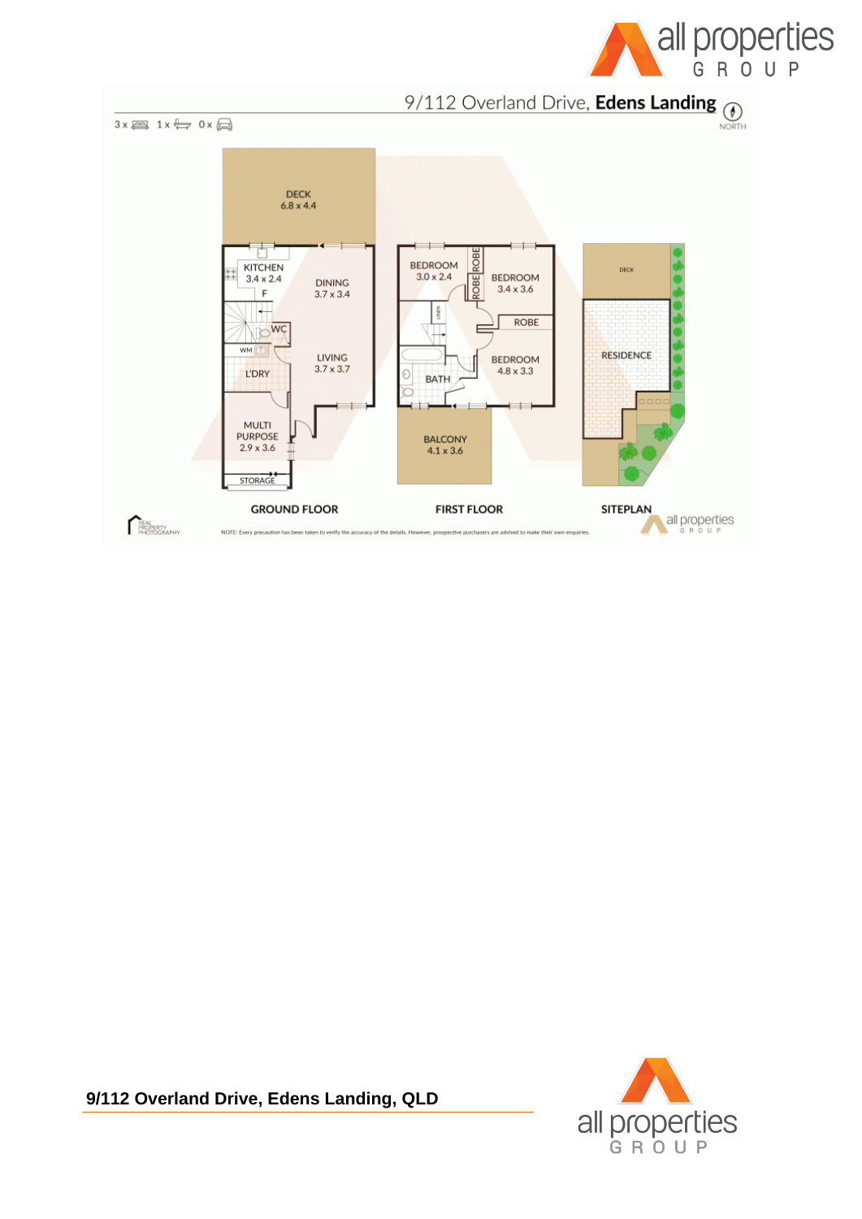9/112 Overland Drive, **Edens Landing**

NORTH

3 x 1 x 0 x

DECK
6.8 x 4.4

KITCHEN
3.4 x 2.4

F

DINING
3.7 x 3.4

WC

WM

L'DRY

LIVING
3.7 x 3.7

MULTI PURPOSE
2.9 x 3.6

STORAGE

BEDROOM
3.0 x 2.4

ROBE

ROBE

BEDROOM
3.4 x 3.6

LINEN

ROBE

BEDROOM
4.8 x 3.3

BATH

BALCONY
4.1 x 3.6

DECK

RESIDENCE

GROUND FLOOR

FIRST FLOOR

SITEPLAN

REAL PROPERTY PHOTOGRAPHY

NOTE: Every precaution has been taken to verify the accuracy of the details. However, prospective purchasers are advised to make their own enquiries.

**9/112 Overland Drive, Edens Landing, QLD**